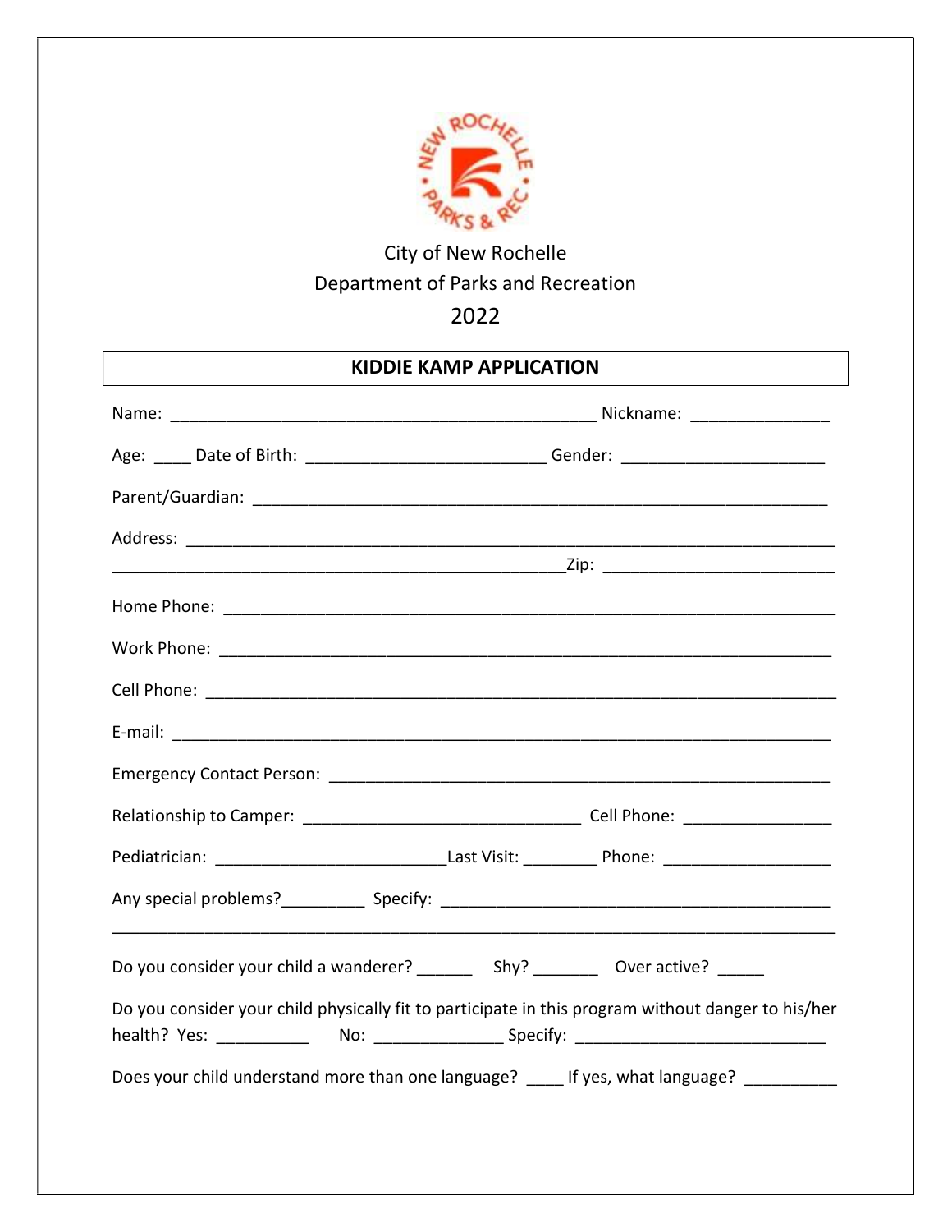City of New Rochelle

Department of Parks and Recreation

2022

## KIDDIE KAMP APPLICATION

Name: _______________________________________________ Nickname: _______________

Age: ____ Date of Birth: __________________________ Gender: ______________________

Parent/Guardian: _______________________________________________________________

Address: _______________________________________________________________________

__________________________________________________Zip: _________________________

Home Phone: ____________________________________________________________________

Work Phone: ____________________________________________________________________

Cell Phone: ____________________________________________________________________

E-mail: ________________________________________________________________________

Emergency Contact Person: ______________________________________________________

Relationship to Camper: ______________________________ Cell Phone: ________________

Pediatrician: ________________________Last Visit: ________ Phone: __________________

Any special problems?_________ Specify: ___________________________________________

________________________________________________________________________________

Do you consider your child a wanderer? ______ Shy? _______ Over active? _____

Do you consider your child physically fit to participate in this program without danger to his/her health? Yes: __________ No: ______________ Specify: ___________________________

Does your child understand more than one language? ____ If yes, what language? __________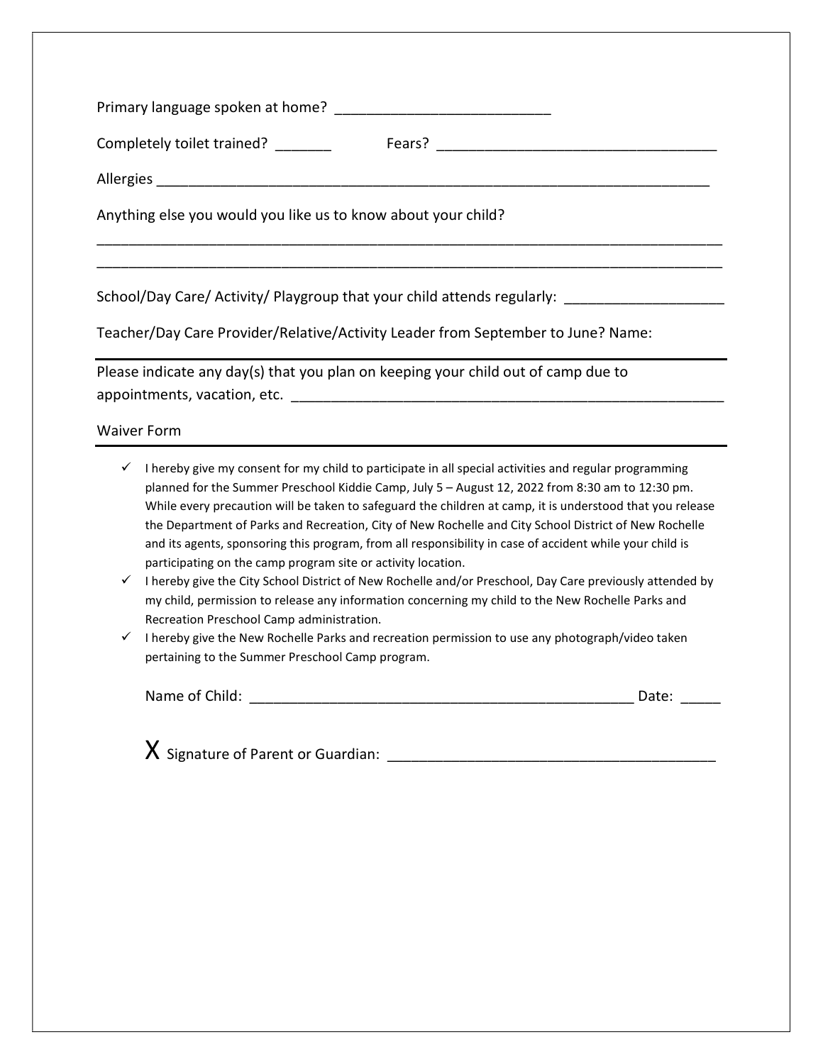Primary language spoken at home? ___________________________

Completely toilet trained? _______ Fears? ___________________________________

Allergies ______________________________________________________________________

Anything else you would you like us to know about your child?

_______________________________________________________________________________

_______________________________________________________________________________

School/Day Care/ Activity/ Playgroup that your child attends regularly: ___________________

Teacher/Day Care Provider/Relative/Activity Leader from September to June? Name:

Please indicate any day(s) that you plan on keeping your child out of camp due to appointments, vacation, etc. _______________________________________________________

## Waiver Form

- ✓ I hereby give my consent for my child to participate in all special activities and regular programming planned for the Summer Preschool Kiddie Camp, July 5 – August 12, 2022 from 8:30 am to 12:30 pm. While every precaution will be taken to safeguard the children at camp, it is understood that you release the Department of Parks and Recreation, City of New Rochelle and City School District of New Rochelle and its agents, sponsoring this program, from all responsibility in case of accident while your child is participating on the camp program site or activity location.
- ✓ I hereby give the City School District of New Rochelle and/or Preschool, Day Care previously attended by my child, permission to release any information concerning my child to the New Rochelle Parks and Recreation Preschool Camp administration.
- ✓ I hereby give the New Rochelle Parks and recreation permission to use any photograph/video taken pertaining to the Summer Preschool Camp program.

Name of Child: _________________________________________________ Date: _____

X Signature of Parent or Guardian: ________________________________________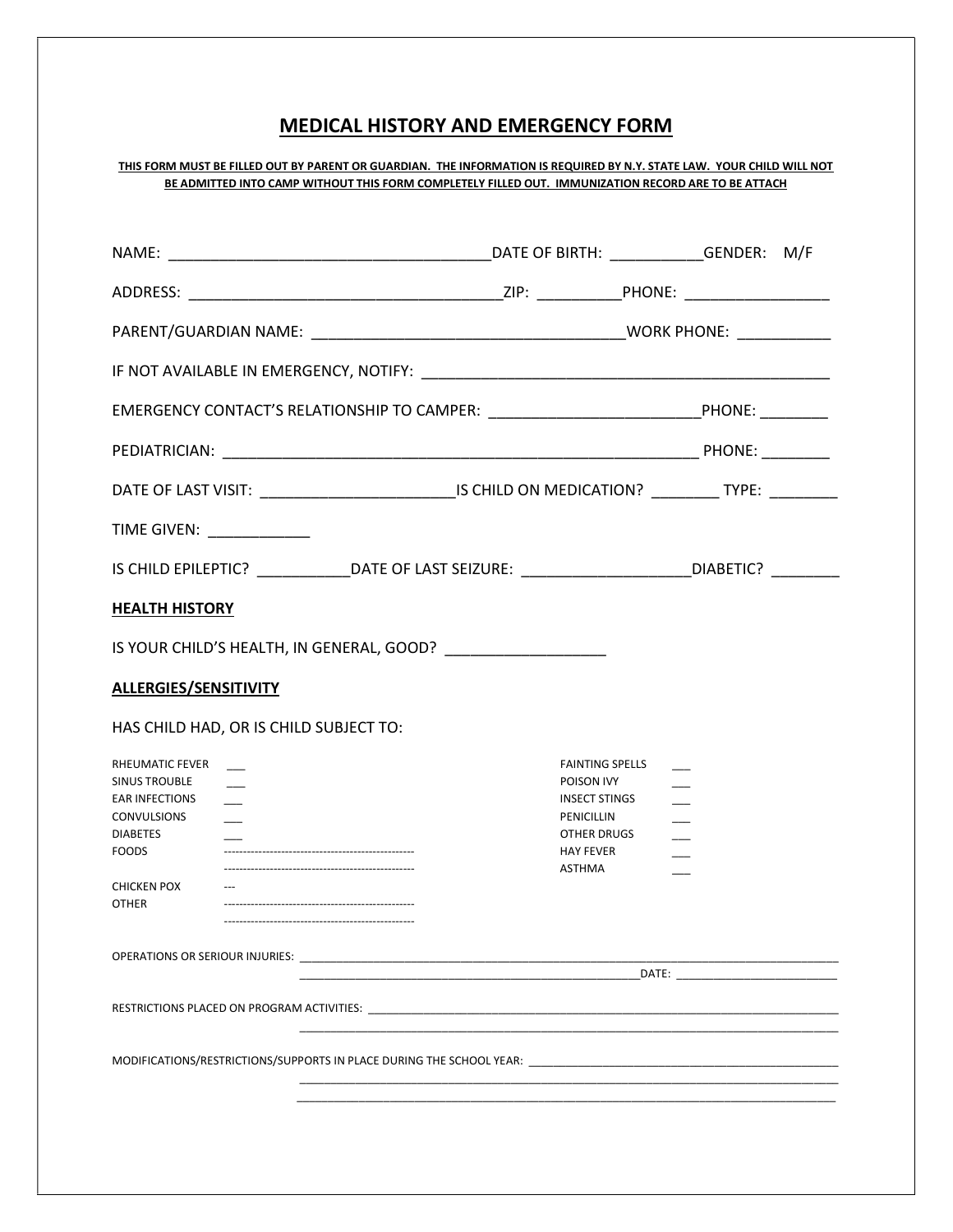## MEDICAL HISTORY AND EMERGENCY FORM

**THIS FORM MUST BE FILLED OUT BY PARENT OR GUARDIAN. THE INFORMATION IS REQUIRED BY N.Y. STATE LAW. YOUR CHILD WILL NOT BE ADMITTED INTO CAMP WITHOUT THIS FORM COMPLETELY FILLED OUT. IMMUNIZATION RECORD ARE TO BE ATTACH**

NAME: ______________________________________DATE OF BIRTH: ___________GENDER: M/F

ADDRESS: _____________________________________ZIP: __________PHONE: _________________

PARENT/GUARDIAN NAME: ____________________________________WORK PHONE: ___________

IF NOT AVAILABLE IN EMERGENCY, NOTIFY: ________________________________________________

EMERGENCY CONTACT'S RELATIONSHIP TO CAMPER: ________________________PHONE: ________

PEDIATRICIAN: ________________________________________________________ PHONE: ________

DATE OF LAST VISIT: ______________________IS CHILD ON MEDICATION? ________ TYPE: ________

TIME GIVEN: ____________

IS CHILD EPILEPTIC? ___________DATE OF LAST SEIZURE: ____________________DIABETIC? ________

### HEALTH HISTORY

IS YOUR CHILD'S HEALTH, IN GENERAL, GOOD? ___________________

### ALLERGIES/SENSITIVITY

HAS CHILD HAD, OR IS CHILD SUBJECT TO:

RHEUMATIC FEVER ___
SINUS TROUBLE ___
EAR INFECTIONS ___
CONVULSIONS ___
DIABETES ___
FOODS ------------------------------------------------
------------------------------------------------
CHICKEN POX ---
OTHER ------------------------------------------------
------------------------------------------------

FAINTING SPELLS ___
POISON IVY ___
INSECT STINGS ___
PENICILLIN ___
OTHER DRUGS ___
HAY FEVER ___
ASTHMA ___

OPERATIONS OR SERIOUR INJURIES: ________________________________________________________________
________________________________________________________DATE: _________________________

RESTRICTIONS PLACED ON PROGRAM ACTIVITIES: ________________________________________________________
________________________________________________________________________________

MODIFICATIONS/RESTRICTIONS/SUPPORTS IN PLACE DURING THE SCHOOL YEAR: __________________________________
________________________________________________________________________________
________________________________________________________________________________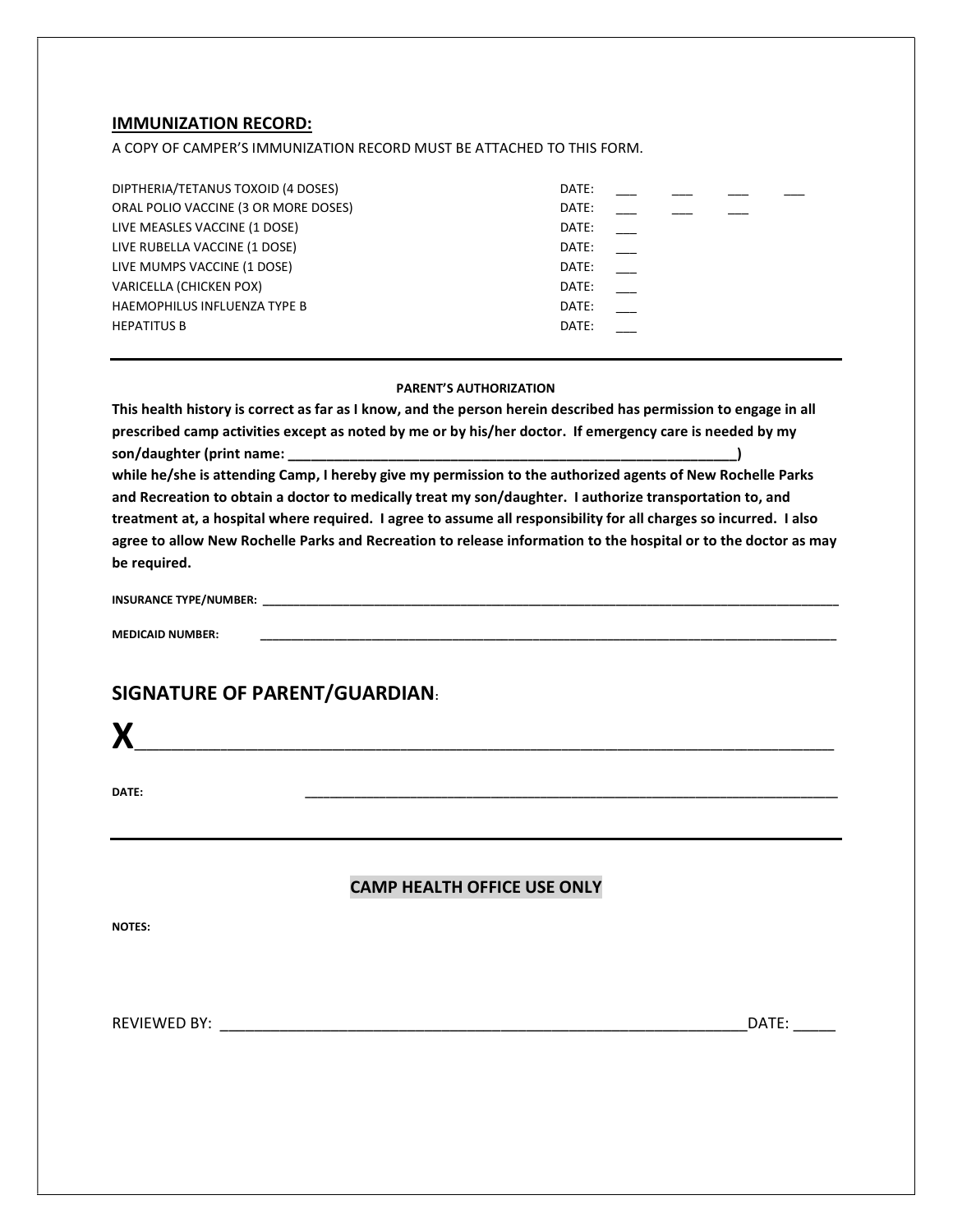## IMMUNIZATION RECORD:

A COPY OF CAMPER'S IMMUNIZATION RECORD MUST BE ATTACHED TO THIS FORM.

| | | | | | |
|---|---|---|---|---|---|
| DIPTHERIA/TETANUS TOXOID (4 DOSES) | DATE: ___ | ___ | ___ | ___ |
| ORAL POLIO VACCINE (3 OR MORE DOSES) | DATE: ___ | ___ | ___ | |
| LIVE MEASLES VACCINE (1 DOSE) | DATE: ___ | | | |
| LIVE RUBELLA VACCINE (1 DOSE) | DATE: ___ | | | |
| LIVE MUMPS VACCINE (1 DOSE) | DATE: ___ | | | |
| VARICELLA (CHICKEN POX) | DATE: ___ | | | |
| HAEMOPHILUS INFLUENZA TYPE B | DATE: ___ | | | |
| HEPATITUS B | DATE: ___ | | | |

---

**PARENT'S AUTHORIZATION**

**This health history is correct as far as I know, and the person herein described has permission to engage in all prescribed camp activities except as noted by me or by his/her doctor. If emergency care is needed by my son/daughter (print name: ___________________________________________________________) while he/she is attending Camp, I hereby give my permission to the authorized agents of New Rochelle Parks and Recreation to obtain a doctor to medically treat my son/daughter. I authorize transportation to, and treatment at, a hospital where required. I agree to assume all responsibility for all charges so incurred. I also agree to allow New Rochelle Parks and Recreation to release information to the hospital or to the doctor as may be required.**

**INSURANCE TYPE/NUMBER:** ________________________________________________________________________

**MEDICAID NUMBER:** ________________________________________________________________________

## SIGNATURE OF PARENT/GUARDIAN:

**X**________________________________________________________________________

**DATE:** ________________________________________________________________________

---

**CAMP HEALTH OFFICE USE ONLY**

**NOTES:**

REVIEWED BY: ________________________________________________________________DATE: _____